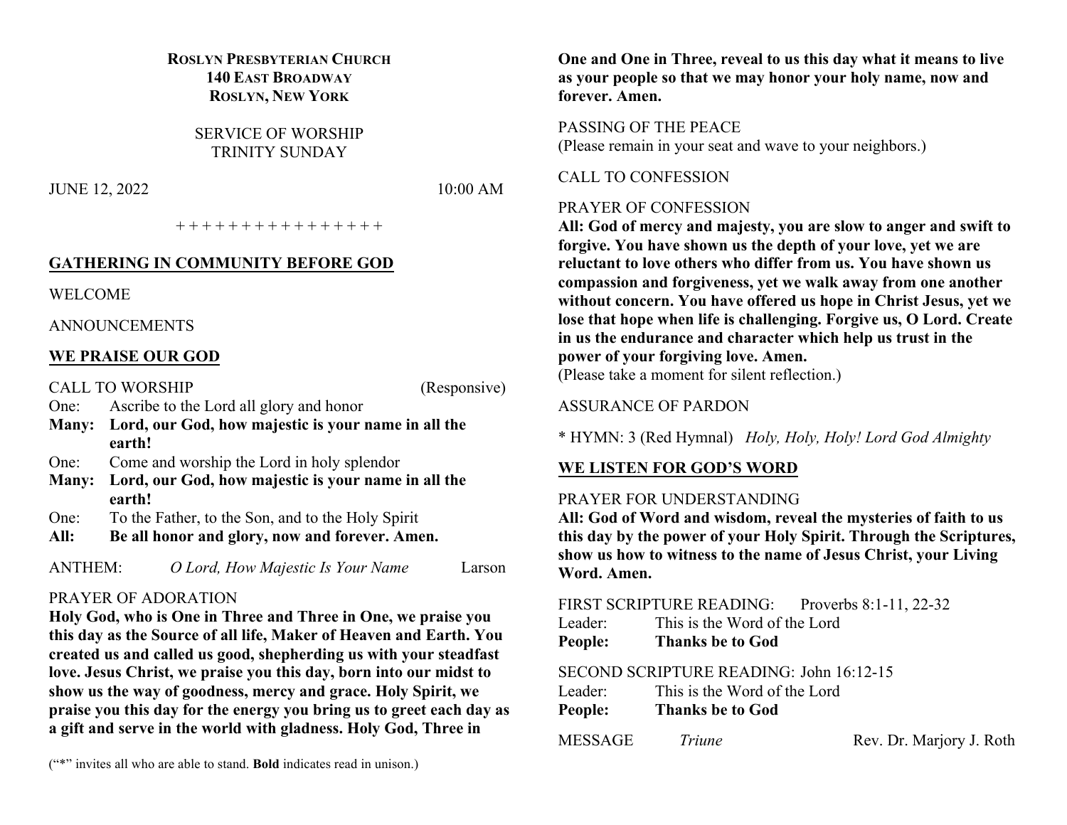**ROSLYN PRESBYTERIAN CHURCH**
**140 EAST BROADWAY**
**ROSLYN, NEW YORK**

SERVICE OF WORSHIP
TRINITY SUNDAY

JUNE 12, 2022 10:00 AM

\+ + + + + + + + + + + + + + + +

## GATHERING IN COMMUNITY BEFORE GOD

WELCOME

ANNOUNCEMENTS

## WE PRAISE OUR GOD

CALL TO WORSHIP (Responsive)

One: Ascribe to the Lord all glory and honor
**Many: Lord, our God, how majestic is your name in all the earth!**
One: Come and worship the Lord in holy splendor
**Many: Lord, our God, how majestic is your name in all the earth!**
One: To the Father, to the Son, and to the Holy Spirit
**All: Be all honor and glory, now and forever. Amen.**

ANTHEM: *O Lord, How Majestic Is Your Name* Larson

PRAYER OF ADORATION
**Holy God, who is One in Three and Three in One, we praise you this day as the Source of all life, Maker of Heaven and Earth. You created us and called us good, shepherding us with your steadfast love. Jesus Christ, we praise you this day, born into our midst to show us the way of goodness, mercy and grace. Holy Spirit, we praise you this day for the energy you bring us to greet each day as a gift and serve in the world with gladness. Holy God, Three in One and One in Three, reveal to us this day what it means to live as your people so that we may honor your holy name, now and forever. Amen.**

PASSING OF THE PEACE
(Please remain in your seat and wave to your neighbors.)

CALL TO CONFESSION

PRAYER OF CONFESSION
**All: God of mercy and majesty, you are slow to anger and swift to forgive. You have shown us the depth of your love, yet we are reluctant to love others who differ from us. You have shown us compassion and forgiveness, yet we walk away from one another without concern. You have offered us hope in Christ Jesus, yet we lose that hope when life is challenging. Forgive us, O Lord. Create in us the endurance and character which help us trust in the power of your forgiving love. Amen.**
(Please take a moment for silent reflection.)

ASSURANCE OF PARDON

\* HYMN: 3 (Red Hymnal) *Holy, Holy, Holy! Lord God Almighty*

## WE LISTEN FOR GOD'S WORD

PRAYER FOR UNDERSTANDING
**All: God of Word and wisdom, reveal the mysteries of faith to us this day by the power of your Holy Spirit. Through the Scriptures, show us how to witness to the name of Jesus Christ, your Living Word. Amen.**

FIRST SCRIPTURE READING: Proverbs 8:1-11, 22-32
Leader: This is the Word of the Lord
**People: Thanks be to God**

SECOND SCRIPTURE READING: John 16:12-15
Leader: This is the Word of the Lord
**People: Thanks be to God**

MESSAGE *Triune* Rev. Dr. Marjory J. Roth

("*" invites all who are able to stand. **Bold** indicates read in unison.)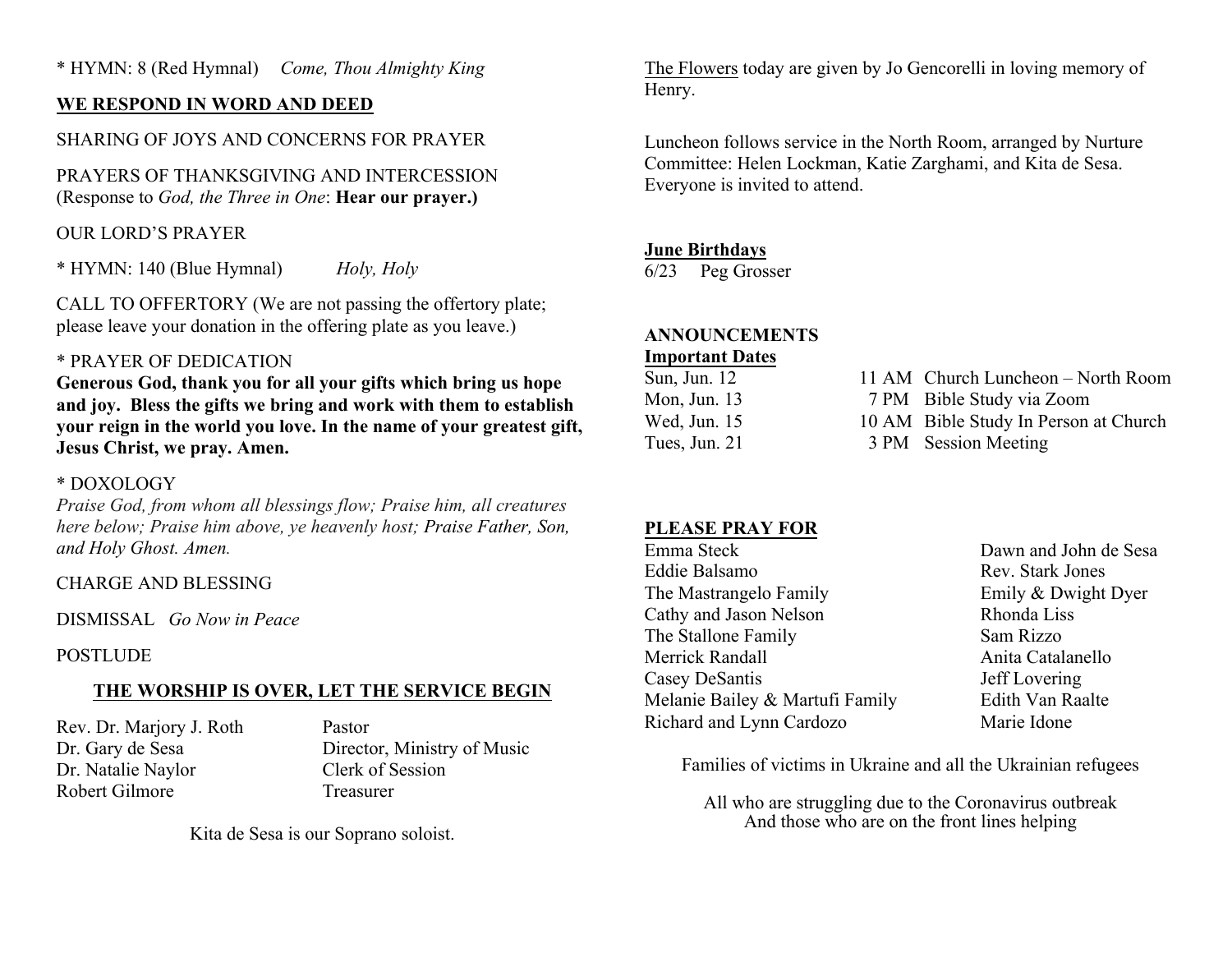\* HYMN: 8 (Red Hymnal) *Come, Thou Almighty King*

**WE RESPOND IN WORD AND DEED**

SHARING OF JOYS AND CONCERNS FOR PRAYER

PRAYERS OF THANKSGIVING AND INTERCESSION
(Response to *God, the Three in One*: **Hear our prayer.)**

OUR LORD'S PRAYER

\* HYMN: 140 (Blue Hymnal) *Holy, Holy*

CALL TO OFFERTORY (We are not passing the offertory plate; please leave your donation in the offering plate as you leave.)

\* PRAYER OF DEDICATION

**Generous God, thank you for all your gifts which bring us hope and joy. Bless the gifts we bring and work with them to establish your reign in the world you love. In the name of your greatest gift, Jesus Christ, we pray. Amen.**

\* DOXOLOGY

*Praise God, from whom all blessings flow; Praise him, all creatures here below; Praise him above, ye heavenly host; Praise Father, Son, and Holy Ghost. Amen.*

CHARGE AND BLESSING

DISMISSAL *Go Now in Peace*

POSTLUDE

**THE WORSHIP IS OVER, LET THE SERVICE BEGIN**

| | |
|---|---|
| Rev. Dr. Marjory J. Roth | Pastor |
| Dr. Gary de Sesa | Director, Ministry of Music |
| Dr. Natalie Naylor | Clerk of Session |
| Robert Gilmore | Treasurer |

Kita de Sesa is our Soprano soloist.

The Flowers today are given by Jo Gencorelli in loving memory of Henry.

Luncheon follows service in the North Room, arranged by Nurture Committee: Helen Lockman, Katie Zarghami, and Kita de Sesa. Everyone is invited to attend.

**June Birthdays**

6/23 Peg Grosser

**ANNOUNCEMENTS**

**Important Dates**

| | | |
|---|---|---|
| Sun, Jun. 12 | 11 AM | Church Luncheon – North Room |
| Mon, Jun. 13 | 7 PM | Bible Study via Zoom |
| Wed, Jun. 15 | 10 AM | Bible Study In Person at Church |
| Tues, Jun. 21 | 3 PM | Session Meeting |

**PLEASE PRAY FOR**

| | |
|---|---|
| Emma Steck | Dawn and John de Sesa |
| Eddie Balsamo | Rev. Stark Jones |
| The Mastrangelo Family | Emily & Dwight Dyer |
| Cathy and Jason Nelson | Rhonda Liss |
| The Stallone Family | Sam Rizzo |
| Merrick Randall | Anita Catalanello |
| Casey DeSantis | Jeff Lovering |
| Melanie Bailey & Martufi Family | Edith Van Raalte |
| Richard and Lynn Cardozo | Marie Idone |

Families of victims in Ukraine and all the Ukrainian refugees

All who are struggling due to the Coronavirus outbreak
And those who are on the front lines helping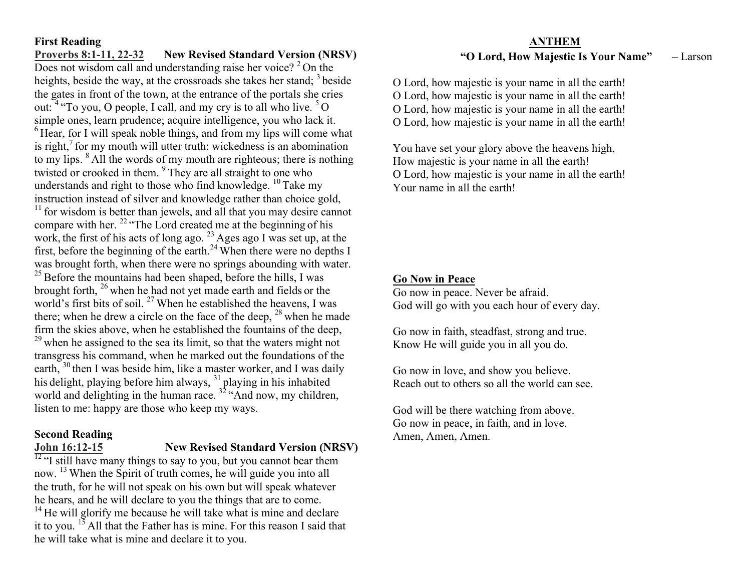**First Reading**

**Proverbs 8:1-11, 22-32** **New Revised Standard Version (NRSV)**

Does not wisdom call and understanding raise her voice? [2] On the heights, beside the way, at the crossroads she takes her stand; [3] beside the gates in front of the town, at the entrance of the portals she cries out: [4] "To you, O people, I call, and my cry is to all who live. [5] O simple ones, learn prudence; acquire intelligence, you who lack it. [6] Hear, for I will speak noble things, and from my lips will come what is right,[7] for my mouth will utter truth; wickedness is an abomination to my lips. [8] All the words of my mouth are righteous; there is nothing twisted or crooked in them. [9] They are all straight to one who understands and right to those who find knowledge. [10] Take my instruction instead of silver and knowledge rather than choice gold, [11] for wisdom is better than jewels, and all that you may desire cannot compare with her. [22] "The Lord created me at the beginning of his work, the first of his acts of long ago. [23] Ages ago I was set up, at the first, before the beginning of the earth.[24] When there were no depths I was brought forth, when there were no springs abounding with water. [25] Before the mountains had been shaped, before the hills, I was brought forth, [26] when he had not yet made earth and fields or the world's first bits of soil. [27] When he established the heavens, I was there; when he drew a circle on the face of the deep, [28] when he made firm the skies above, when he established the fountains of the deep, [29] when he assigned to the sea its limit, so that the waters might not transgress his command, when he marked out the foundations of the earth, [30] then I was beside him, like a master worker, and I was daily his delight, playing before him always, [31] playing in his inhabited world and delighting in the human race. [32] "And now, my children, listen to me: happy are those who keep my ways.

**Second Reading**

**John 16:12-15** **New Revised Standard Version (NRSV)**

[12] "I still have many things to say to you, but you cannot bear them now. [13] When the Spirit of truth comes, he will guide you into all the truth, for he will not speak on his own but will speak whatever he hears, and he will declare to you the things that are to come. [14] He will glorify me because he will take what is mine and declare it to you. [15] All that the Father has is mine. For this reason I said that he will take what is mine and declare it to you.

**ANTHEM**

**"O Lord, How Majestic Is Your Name"** – Larson

O Lord, how majestic is your name in all the earth!
O Lord, how majestic is your name in all the earth!
O Lord, how majestic is your name in all the earth!
O Lord, how majestic is your name in all the earth!

You have set your glory above the heavens high,
How majestic is your name in all the earth!
O Lord, how majestic is your name in all the earth!
Your name in all the earth!

**Go Now in Peace**

Go now in peace. Never be afraid.
God will go with you each hour of every day.

Go now in faith, steadfast, strong and true.
Know He will guide you in all you do.

Go now in love, and show you believe.
Reach out to others so all the world can see.

God will be there watching from above.
Go now in peace, in faith, and in love.
Amen, Amen, Amen.